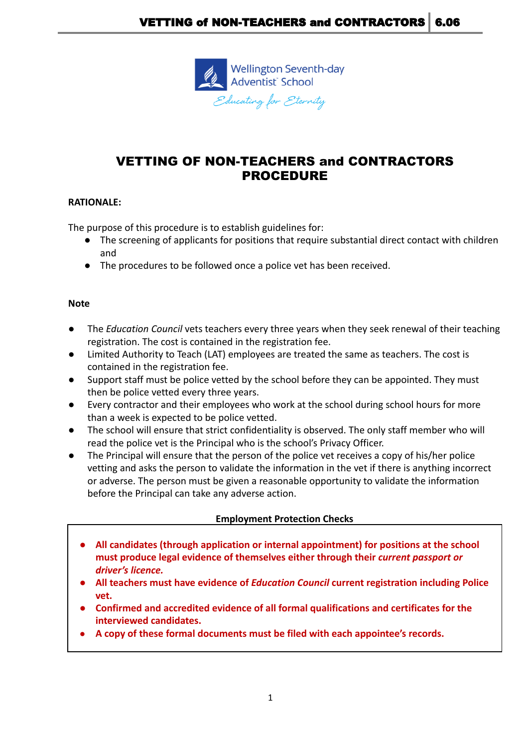# VETTING OF NON-TEACHERS and CONTRACTORS PROCEDURE

**RATIONALE:**

The purpose of this procedure is to establish guidelines for:

- The screening of applicants for positions that require substantial direct contact with children and
- The procedures to be followed once a police vet has been received.

**Note**

- The *Education Council* vets teachers every three years when they seek renewal of their teaching registration. The cost is contained in the registration fee.
- Limited Authority to Teach (LAT) employees are treated the same as teachers. The cost is contained in the registration fee.
- Support staff must be police vetted by the school before they can be appointed. They must then be police vetted every three years.
- Every contractor and their employees who work at the school during school hours for more than a week is expected to be police vetted.
- The school will ensure that strict confidentiality is observed. The only staff member who will read the police vet is the Principal who is the school's Privacy Officer.
- The Principal will ensure that the person of the police vet receives a copy of his/her police vetting and asks the person to validate the information in the vet if there is anything incorrect or adverse. The person must be given a reasonable opportunity to validate the information before the Principal can take any adverse action.

**Employment Protection Checks**

- **All candidates (through application or internal appointment) for positions at the school must produce legal evidence of themselves either through their *current passport or driver's licence.***
- **All teachers must have evidence of *Education Council* current registration including Police vet.**
- **Confirmed and accredited evidence of all formal qualifications and certificates for the interviewed candidates.**
- **A copy of these formal documents must be filed with each appointee's records.**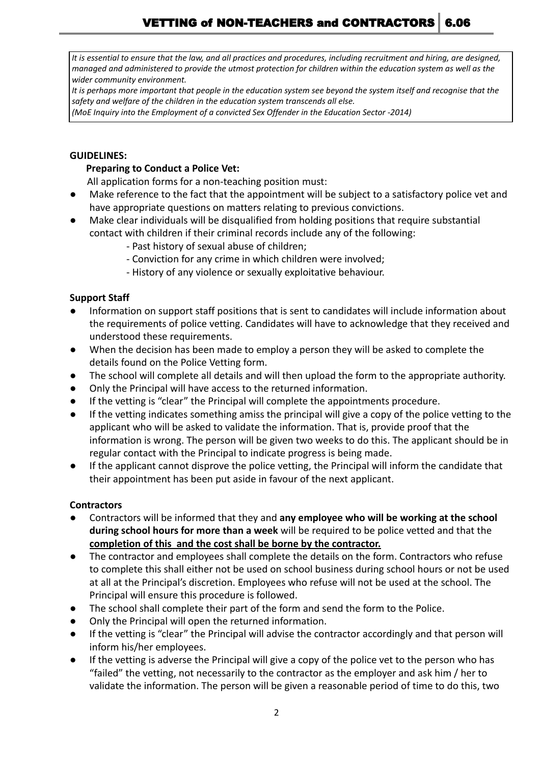*It is essential to ensure that the law, and all practices and procedures, including recruitment and hiring, are designed, managed and administered to provide the utmost protection for children within the education system as well as the wider community environment.*
*It is perhaps more important that people in the education system see beyond the system itself and recognise that the safety and welfare of the children in the education system transcends all else.*
*(MoE Inquiry into the Employment of a convicted Sex Offender in the Education Sector -2014)*

**GUIDELINES:**

**Preparing to Conduct a Police Vet:**

All application forms for a non-teaching position must:

- Make reference to the fact that the appointment will be subject to a satisfactory police vet and have appropriate questions on matters relating to previous convictions.
- Make clear individuals will be disqualified from holding positions that require substantial contact with children if their criminal records include any of the following:
  - Past history of sexual abuse of children;
  - Conviction for any crime in which children were involved;
  - History of any violence or sexually exploitative behaviour.

**Support Staff**

- Information on support staff positions that is sent to candidates will include information about the requirements of police vetting. Candidates will have to acknowledge that they received and understood these requirements.
- When the decision has been made to employ a person they will be asked to complete the details found on the Police Vetting form.
- The school will complete all details and will then upload the form to the appropriate authority.
- Only the Principal will have access to the returned information.
- If the vetting is "clear" the Principal will complete the appointments procedure.
- If the vetting indicates something amiss the principal will give a copy of the police vetting to the applicant who will be asked to validate the information. That is, provide proof that the information is wrong. The person will be given two weeks to do this. The applicant should be in regular contact with the Principal to indicate progress is being made.
- If the applicant cannot disprove the police vetting, the Principal will inform the candidate that their appointment has been put aside in favour of the next applicant.

**Contractors**

- Contractors will be informed that they and **any employee who will be working at the school during school hours for more than a week** will be required to be police vetted and that the **completion of this and the cost shall be borne by the contractor.**
- The contractor and employees shall complete the details on the form. Contractors who refuse to complete this shall either not be used on school business during school hours or not be used at all at the Principal's discretion. Employees who refuse will not be used at the school. The Principal will ensure this procedure is followed.
- The school shall complete their part of the form and send the form to the Police.
- Only the Principal will open the returned information.
- If the vetting is "clear" the Principal will advise the contractor accordingly and that person will inform his/her employees.
- If the vetting is adverse the Principal will give a copy of the police vet to the person who has "failed" the vetting, not necessarily to the contractor as the employer and ask him / her to validate the information. The person will be given a reasonable period of time to do this, two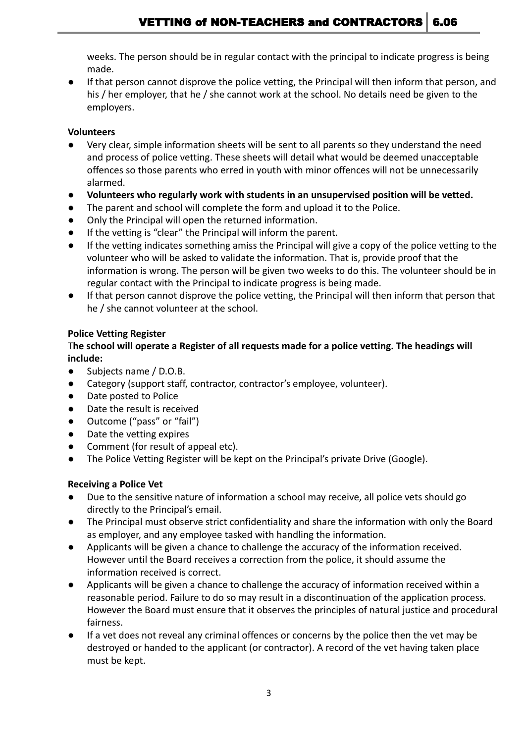weeks. The person should be in regular contact with the principal to indicate progress is being made.

- If that person cannot disprove the police vetting, the Principal will then inform that person, and his / her employer, that he / she cannot work at the school. No details need be given to the employers.

**Volunteers**

- Very clear, simple information sheets will be sent to all parents so they understand the need and process of police vetting. These sheets will detail what would be deemed unacceptable offences so those parents who erred in youth with minor offences will not be unnecessarily alarmed.
- **Volunteers who regularly work with students in an unsupervised position will be vetted.**
- The parent and school will complete the form and upload it to the Police.
- Only the Principal will open the returned information.
- If the vetting is "clear" the Principal will inform the parent.
- If the vetting indicates something amiss the Principal will give a copy of the police vetting to the volunteer who will be asked to validate the information. That is, provide proof that the information is wrong. The person will be given two weeks to do this. The volunteer should be in regular contact with the Principal to indicate progress is being made.
- If that person cannot disprove the police vetting, the Principal will then inform that person that he / she cannot volunteer at the school.

**Police Vetting Register**

T**he school will operate a Register of all requests made for a police vetting. The headings will include:**

- Subjects name / D.O.B.
- Category (support staff, contractor, contractor's employee, volunteer).
- Date posted to Police
- Date the result is received
- Outcome ("pass" or "fail")
- Date the vetting expires
- Comment (for result of appeal etc).
- The Police Vetting Register will be kept on the Principal's private Drive (Google).

**Receiving a Police Vet**

- Due to the sensitive nature of information a school may receive, all police vets should go directly to the Principal's email.
- The Principal must observe strict confidentiality and share the information with only the Board as employer, and any employee tasked with handling the information.
- Applicants will be given a chance to challenge the accuracy of the information received. However until the Board receives a correction from the police, it should assume the information received is correct.
- Applicants will be given a chance to challenge the accuracy of information received within a reasonable period. Failure to do so may result in a discontinuation of the application process. However the Board must ensure that it observes the principles of natural justice and procedural fairness.
- If a vet does not reveal any criminal offences or concerns by the police then the vet may be destroyed or handed to the applicant (or contractor). A record of the vet having taken place must be kept.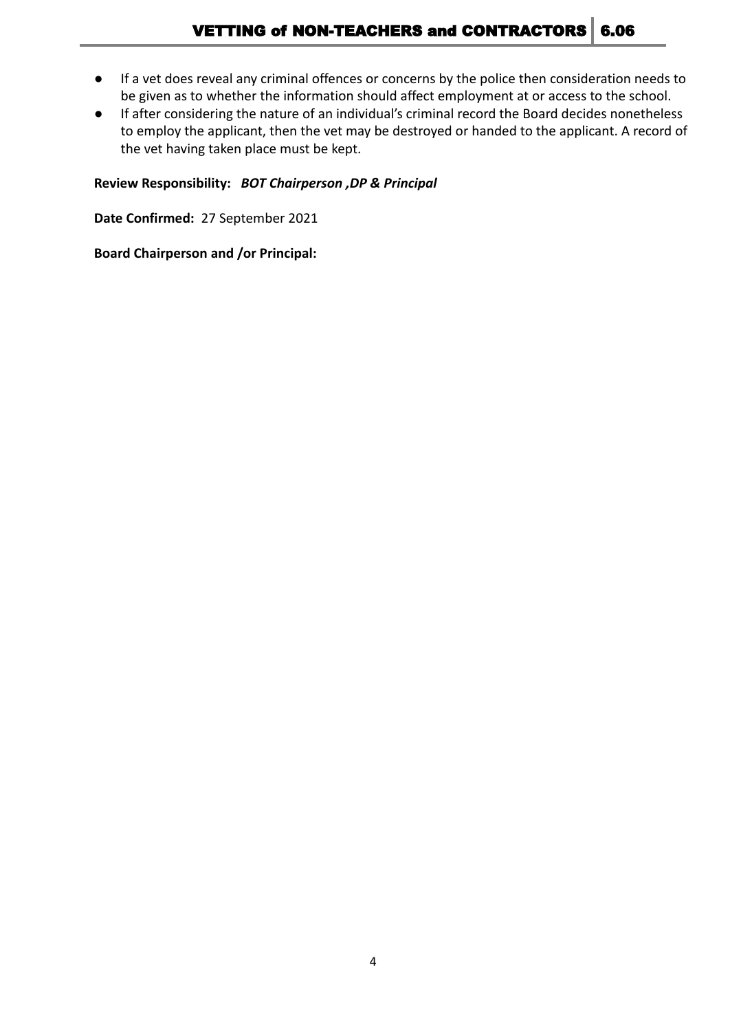- If a vet does reveal any criminal offences or concerns by the police then consideration needs to be given as to whether the information should affect employment at or access to the school.
- If after considering the nature of an individual's criminal record the Board decides nonetheless to employ the applicant, then the vet may be destroyed or handed to the applicant. A record of the vet having taken place must be kept.

**Review Responsibility:** ***BOT Chairperson ,DP & Principal***

**Date Confirmed:** 27 September 2021

**Board Chairperson and /or Principal:**